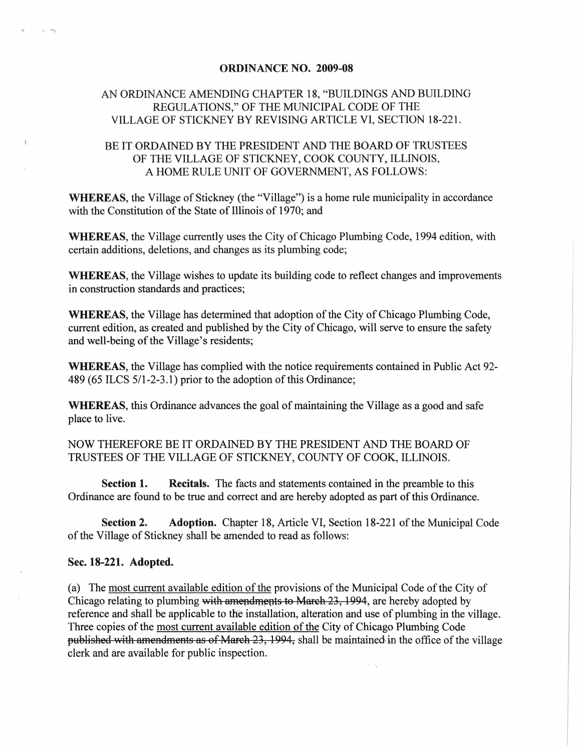# ORDINANCE NO. 2009-08

## AN ORDINANCE AMENDING CHAPTER 18, "BUILDINGS AND BUILDING REGULATIONS," OF THE MUNICIPAL CODE OF THE VILLAGE OF STICKNEY BY REVISING ARTICLE VI, SECTION 18-221.

BE IT ORDAINED BY THE PRESIDENT AND THE BOARD OF TRUSTEES OF THE VILLAGE OF STICKNEY, COOK COUNTY, ILLINOIS, A HOME RULE UNIT OF GOVERNMENT, AS FOLLOWS:

**WHEREAS**, the Village of Stickney (the "Village") is a home rule municipality in accordance with the Constitution of the State of Illinois of 1970; and

**WHEREAS**, the Village currently uses the City of Chicago Plumbing Code, 1994 edition, with certain additions, deletions, and changes as its plumbing code;

**WHEREAS**, the Village wishes to update its building code to reflect changes and improvements in construction standards and practices;

**WHEREAS**, the Village has determined that adoption of the City of Chicago Plumbing Code, current edition, as created and published by the City of Chicago, will serve to ensure the safety and well-being of the Village's residents;

**WHEREAS**, the Village has complied with the notice requirements contained in Public Act 92-489 (65 ILCS 5/1-2-3.1) prior to the adoption of this Ordinance;

**WHEREAS**, this Ordinance advances the goal of maintaining the Village as a good and safe place to live.

NOW THEREFORE BE IT ORDAINED BY THE PRESIDENT AND THE BOARD OF TRUSTEES OF THE VILLAGE OF STICKNEY, COUNTY OF COOK, ILLINOIS.

**Section 1. Recitals.** The facts and statements contained in the preamble to this Ordinance are found to be true and correct and are hereby adopted as part of this Ordinance.

**Section 2. Adoption.** Chapter 18, Article VI, Section 18-221 of the Municipal Code of the Village of Stickney shall be amended to read as follows:

**Sec. 18-221. Adopted.**

(a) The <u>most current available edition of the</u> provisions of the Municipal Code of the City of Chicago relating to plumbing ~~with amendments to March 23, 1994~~, are hereby adopted by reference and shall be applicable to the installation, alteration and use of plumbing in the village. Three copies of the <u>most current available edition of the</u> City of Chicago Plumbing Code ~~published with amendments as of March 23, 1994,~~ shall be maintained in the office of the village clerk and are available for public inspection.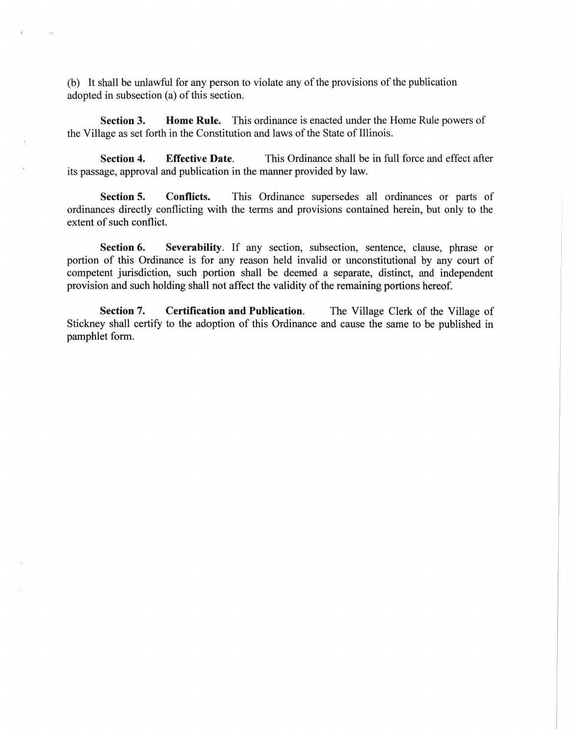(b) It shall be unlawful for any person to violate any of the provisions of the publication adopted in subsection (a) of this section.

**Section 3. Home Rule.** This ordinance is enacted under the Home Rule powers of the Village as set forth in the Constitution and laws of the State of Illinois.

**Section 4. Effective Date.** This Ordinance shall be in full force and effect after its passage, approval and publication in the manner provided by law.

**Section 5. Conflicts.** This Ordinance supersedes all ordinances or parts of ordinances directly conflicting with the terms and provisions contained herein, but only to the extent of such conflict.

**Section 6. Severability.** If any section, subsection, sentence, clause, phrase or portion of this Ordinance is for any reason held invalid or unconstitutional by any court of competent jurisdiction, such portion shall be deemed a separate, distinct, and independent provision and such holding shall not affect the validity of the remaining portions hereof.

**Section 7. Certification and Publication.** The Village Clerk of the Village of Stickney shall certify to the adoption of this Ordinance and cause the same to be published in pamphlet form.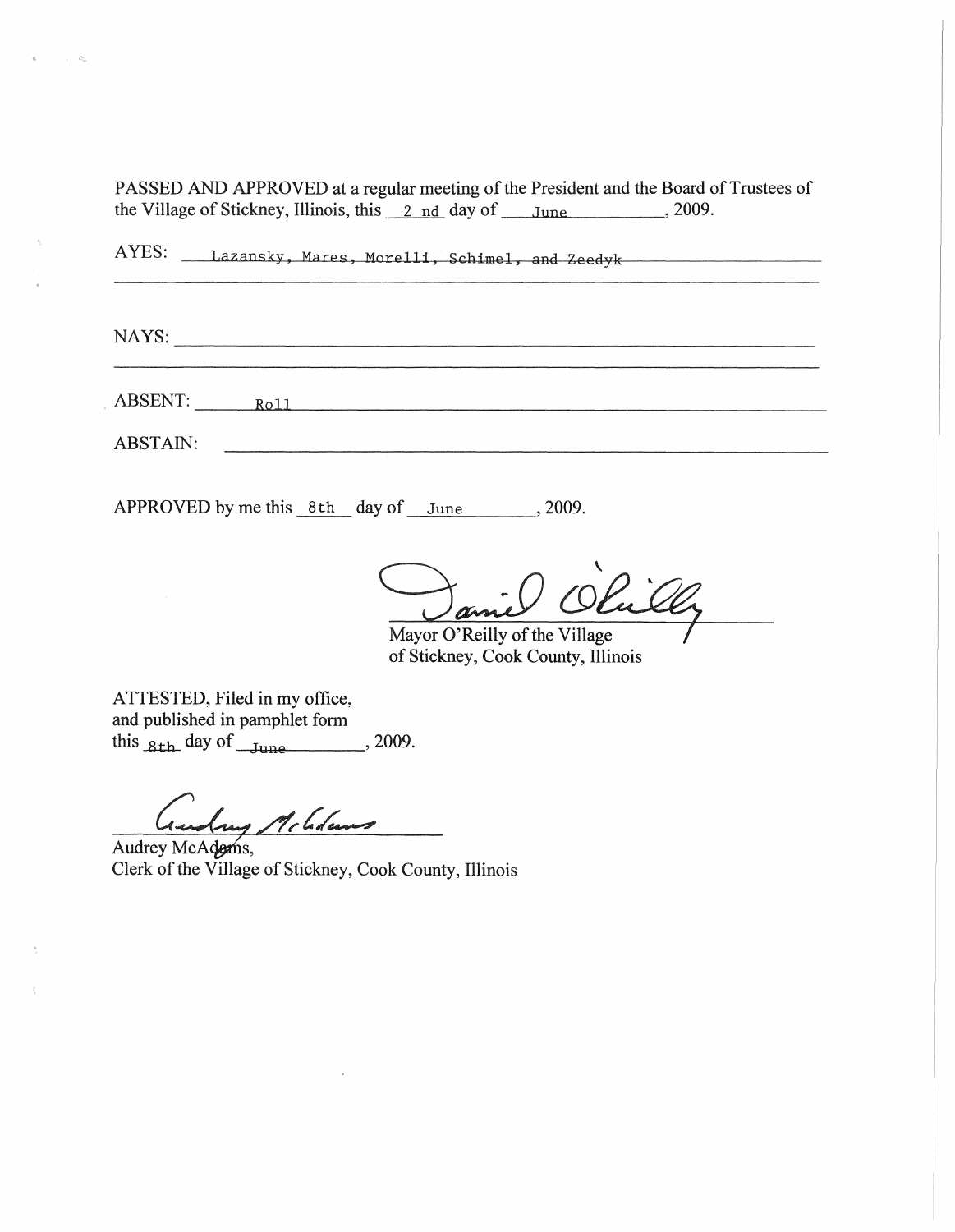PASSED AND APPROVED at a regular meeting of the President and the Board of Trustees of the Village of Stickney, Illinois, this 2 nd day of June, 2009.

AYES: Lazansky, Mares, Morelli, Schimel, and Zeedyk

NAYS:

ABSENT: Roll

ABSTAIN:

APPROVED by me this 8th day of June, 2009.

Daniel O'Reilly

Mayor O'Reilly of the Village
of Stickney, Cook County, Illinois

ATTESTED, Filed in my office,
and published in pamphlet form
this 8th day of June, 2009.

Audrey McAdams

Audrey McAdams,
Clerk of the Village of Stickney, Cook County, Illinois